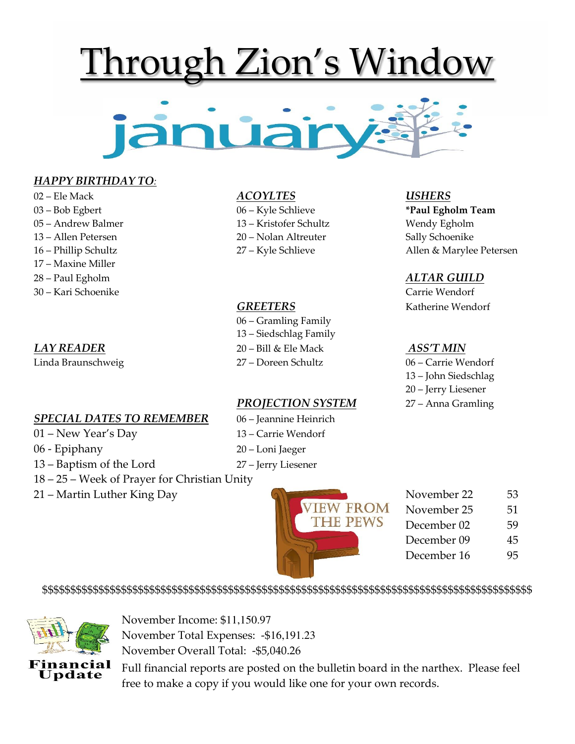# Through Zion's Window

## january

***HAPPY BIRTHDAY TO*:**

02 – Ele Mack
03 – Bob Egbert
05 – Andrew Balmer
13 – Allen Petersen
16 – Phillip Schultz
17 – Maxine Miller
28 – Paul Egholm
30 – Kari Schoenike

***LAY READER***

Linda Braunschweig

***SPECIAL DATES TO REMEMBER***

01 – New Year's Day
06 - Epiphany
13 – Baptism of the Lord
18 – 25 – Week of Prayer for Christian Unity
21 – Martin Luther King Day

***ACOYLTES***

06 – Kyle Schlieve
13 – Kristofer Schultz
20 – Nolan Altreuter
27 – Kyle Schlieve

***GREETERS***

06 – Gramling Family
13 – Siedschlag Family
20 – Bill & Ele Mack
27 – Doreen Schultz

***PROJECTION SYSTEM***

06 – Jeannine Heinrich
13 – Carrie Wendorf
20 – Loni Jaeger
27 – Jerry Liesener

***USHERS***

**\*Paul Egholm Team**
Wendy Egholm
Sally Schoenike
Allen & Marylee Petersen

***ALTAR GUILD***

Carrie Wendorf
Katherine Wendorf

***ASS'T MIN***

06 – Carrie Wendorf
13 – John Siedschlag
20 – Jerry Liesener
27 – Anna Gramling

VIEW FROM THE PEWS

| | |
|---|---|
| November 22 | 53 |
| November 25 | 51 |
| December 02 | 59 |
| December 09 | 45 |
| December 16 | 95 |

$$$$$$$$$$$$$$$$$$$$$$$$$$$$$$$$$$$$$$$$$$$$$$$$$$$$$$$$$$$$$$$$$$$$$$$$$$$$$$$$$$$$$$$$$$$$

**Financial Update**

November Income: $11,150.97
November Total Expenses: -$16,191.23
November Overall Total: -$5,040.26

Full financial reports are posted on the bulletin board in the narthex. Please feel free to make a copy if you would like one for your own records.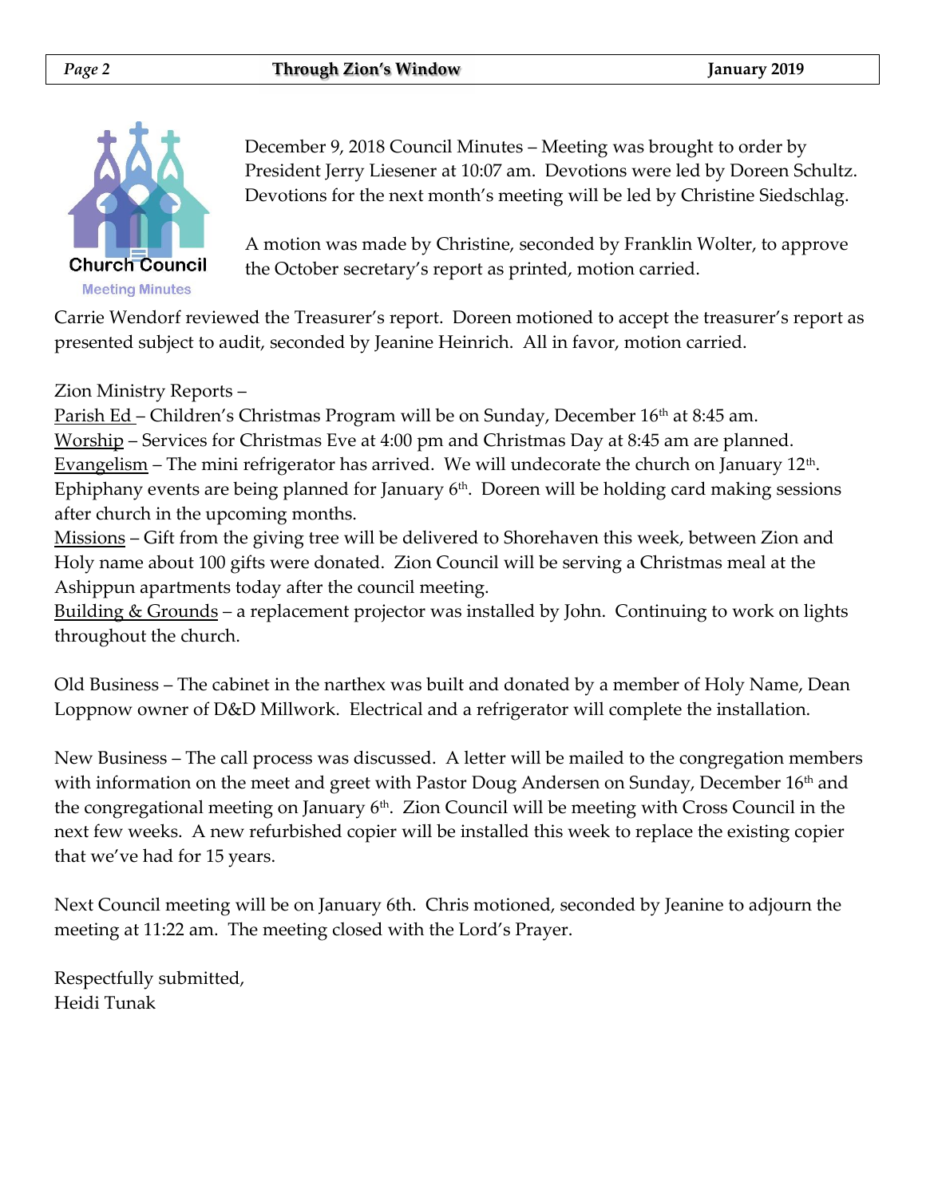## Church Council

Meeting Minutes

December 9, 2018 Council Minutes – Meeting was brought to order by President Jerry Liesener at 10:07 am. Devotions were led by Doreen Schultz. Devotions for the next month's meeting will be led by Christine Siedschlag.

A motion was made by Christine, seconded by Franklin Wolter, to approve the October secretary's report as printed, motion carried.

Carrie Wendorf reviewed the Treasurer's report. Doreen motioned to accept the treasurer's report as presented subject to audit, seconded by Jeanine Heinrich. All in favor, motion carried.

Zion Ministry Reports –

<u>Parish Ed</u> – Children's Christmas Program will be on Sunday, December 16th at 8:45 am.
<u>Worship</u> – Services for Christmas Eve at 4:00 pm and Christmas Day at 8:45 am are planned.
<u>Evangelism</u> – The mini refrigerator has arrived. We will undecorate the church on January 12th. Ephiphany events are being planned for January 6th. Doreen will be holding card making sessions after church in the upcoming months.
<u>Missions</u> – Gift from the giving tree will be delivered to Shorehaven this week, between Zion and Holy name about 100 gifts were donated. Zion Council will be serving a Christmas meal at the Ashippun apartments today after the council meeting.
<u>Building & Grounds</u> – a replacement projector was installed by John. Continuing to work on lights throughout the church.

Old Business – The cabinet in the narthex was built and donated by a member of Holy Name, Dean Loppnow owner of D&D Millwork. Electrical and a refrigerator will complete the installation.

New Business – The call process was discussed. A letter will be mailed to the congregation members with information on the meet and greet with Pastor Doug Andersen on Sunday, December 16th and the congregational meeting on January 6th. Zion Council will be meeting with Cross Council in the next few weeks. A new refurbished copier will be installed this week to replace the existing copier that we've had for 15 years.

Next Council meeting will be on January 6th. Chris motioned, seconded by Jeanine to adjourn the meeting at 11:22 am. The meeting closed with the Lord's Prayer.

Respectfully submitted,
Heidi Tunak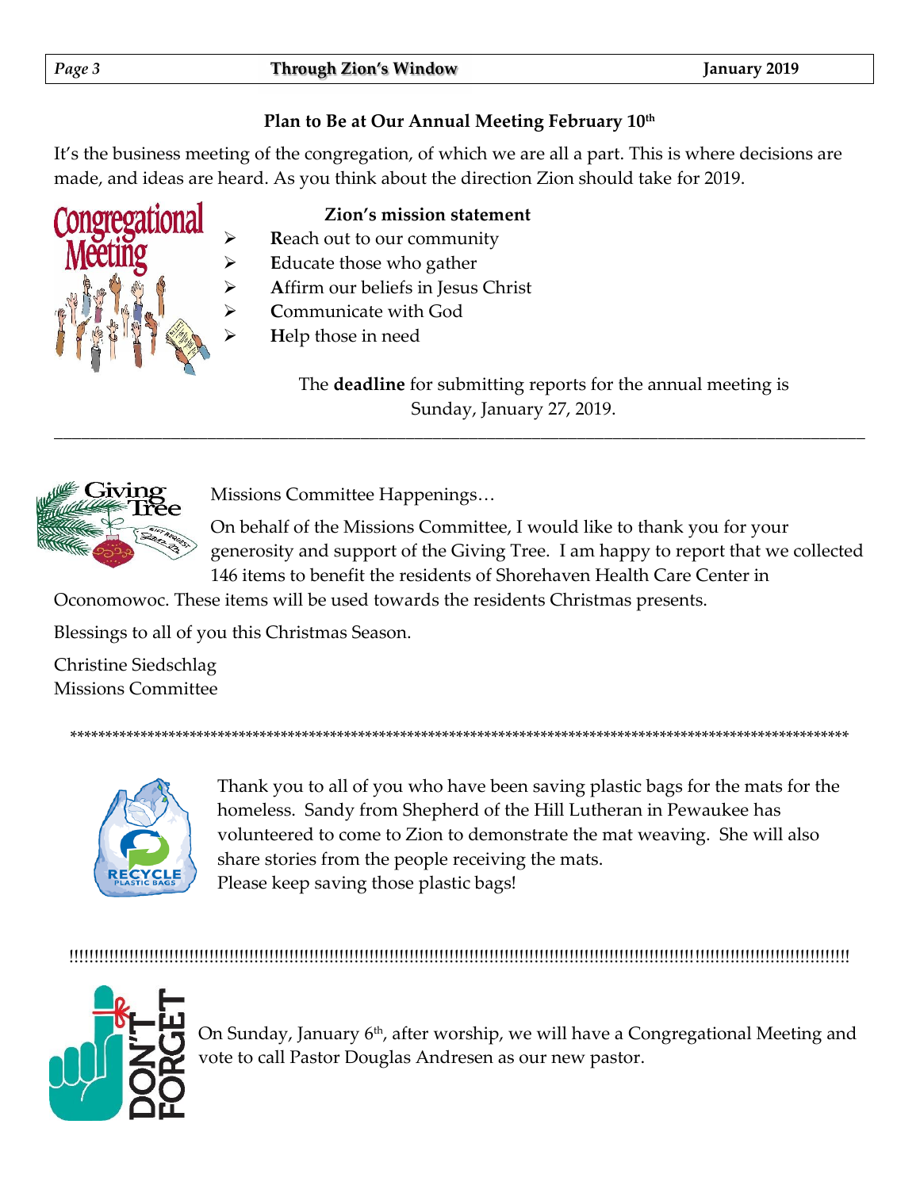## Plan to Be at Our Annual Meeting February 10th

It's the business meeting of the congregation, of which we are all a part. This is where decisions are made, and ideas are heard. As you think about the direction Zion should take for 2019.

**Zion's mission statement**

- **R**each out to our community
- **E**ducate those who gather
- **A**ffirm our beliefs in Jesus Christ
- **C**ommunicate with God
- **H**elp those in need

The **deadline** for submitting reports for the annual meeting is Sunday, January 27, 2019.

---

Missions Committee Happenings…

On behalf of the Missions Committee, I would like to thank you for your generosity and support of the Giving Tree. I am happy to report that we collected 146 items to benefit the residents of Shorehaven Health Care Center in Oconomowoc. These items will be used towards the residents Christmas presents.

Blessings to all of you this Christmas Season.

Christine Siedschlag
Missions Committee

*************************************************************************************************************

Thank you to all of you who have been saving plastic bags for the mats for the homeless. Sandy from Shepherd of the Hill Lutheran in Pewaukee has volunteered to come to Zion to demonstrate the mat weaving. She will also share stories from the people receiving the mats.
Please keep saving those plastic bags!

!!!!!!!!!!!!!!!!!!!!!!!!!!!!!!!!!!!!!!!!!!!!!!!!!!!!!!!!!!!!!!!!!!!!!!!!!!!!!!!!!!!!!!!!!!!!!!!!!!!!!!!!!!!!!!!!!!!!!!!!!!!!!!!!!!!!!!!!!!!!!!!!!!!!!!

On Sunday, January 6th, after worship, we will have a Congregational Meeting and vote to call Pastor Douglas Andresen as our new pastor.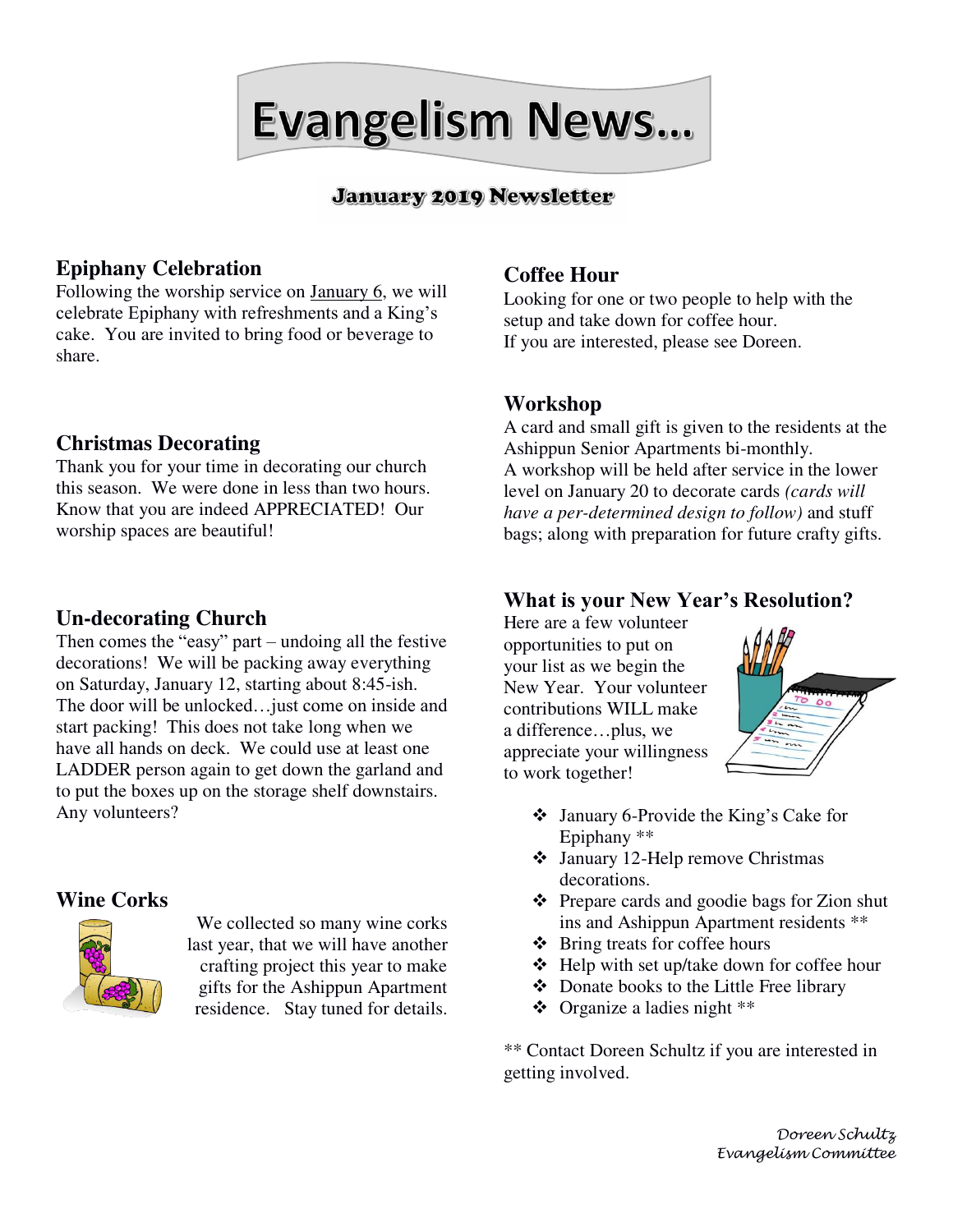# Evangelism News…

## January 2019 Newsletter

### Epiphany Celebration

Following the worship service on January 6, we will celebrate Epiphany with refreshments and a King's cake. You are invited to bring food or beverage to share.

### Christmas Decorating

Thank you for your time in decorating our church this season. We were done in less than two hours. Know that you are indeed APPRECIATED! Our worship spaces are beautiful!

### Un-decorating Church

Then comes the "easy" part – undoing all the festive decorations! We will be packing away everything on Saturday, January 12, starting about 8:45-ish. The door will be unlocked…just come on inside and start packing! This does not take long when we have all hands on deck. We could use at least one LADDER person again to get down the garland and to put the boxes up on the storage shelf downstairs. Any volunteers?

### Wine Corks

We collected so many wine corks last year, that we will have another crafting project this year to make gifts for the Ashippun Apartment residence. Stay tuned for details.

### Coffee Hour

Looking for one or two people to help with the setup and take down for coffee hour.
If you are interested, please see Doreen.

### Workshop

A card and small gift is given to the residents at the Ashippun Senior Apartments bi-monthly.
A workshop will be held after service in the lower level on January 20 to decorate cards *(cards will have a per-determined design to follow)* and stuff bags; along with preparation for future crafty gifts.

### What is your New Year's Resolution?

Here are a few volunteer opportunities to put on your list as we begin the New Year. Your volunteer contributions WILL make a difference…plus, we appreciate your willingness to work together!

- January 6-Provide the King's Cake for Epiphany **
- January 12-Help remove Christmas decorations.
- Prepare cards and goodie bags for Zion shut ins and Ashippun Apartment residents **
- Bring treats for coffee hours
- Help with set up/take down for coffee hour
- Donate books to the Little Free library
- Organize a ladies night **

** Contact Doreen Schultz if you are interested in getting involved.

*Doreen Schultz*
*Evangelism Committee*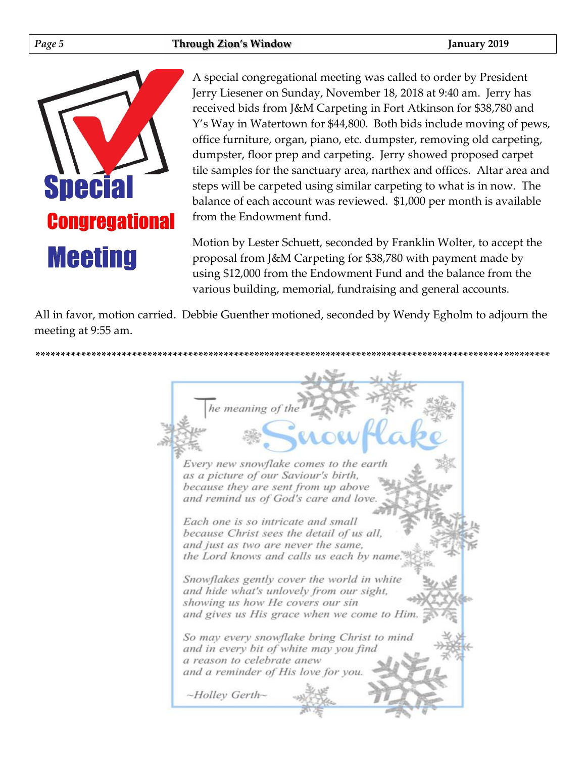# Special Congregational Meeting

A special congregational meeting was called to order by President Jerry Liesener on Sunday, November 18, 2018 at 9:40 am. Jerry has received bids from J&M Carpeting in Fort Atkinson for $38,780 and Y's Way in Watertown for $44,800. Both bids include moving of pews, office furniture, organ, piano, etc. dumpster, removing old carpeting, dumpster, floor prep and carpeting. Jerry showed proposed carpet tile samples for the sanctuary area, narthex and offices. Altar area and steps will be carpeted using similar carpeting to what is in now. The balance of each account was reviewed. $1,000 per month is available from the Endowment fund.

Motion by Lester Schuett, seconded by Franklin Wolter, to accept the proposal from J&M Carpeting for $38,780 with payment made by using $12,000 from the Endowment Fund and the balance from the various building, memorial, fundraising and general accounts.

All in favor, motion carried. Debbie Guenther motioned, seconded by Wendy Egholm to adjourn the meeting at 9:55 am.

****************************************************************************************************

## *The meaning of the Snowflake*

*Every new snowflake comes to the earth*
*as a picture of our Saviour's birth,*
*because they are sent from up above*
*and remind us of God's care and love.*

*Each one is so intricate and small*
*because Christ sees the detail of us all,*
*and just as two are never the same,*
*the Lord knows and calls us each by name.*

*Snowflakes gently cover the world in white*
*and hide what's unlovely from our sight,*
*showing us how He covers our sin*
*and gives us His grace when we come to Him.*

*So may every snowflake bring Christ to mind*
*and in every bit of white may you find*
*a reason to celebrate anew*
*and a reminder of His love for you.*

*~Holley Gerth~*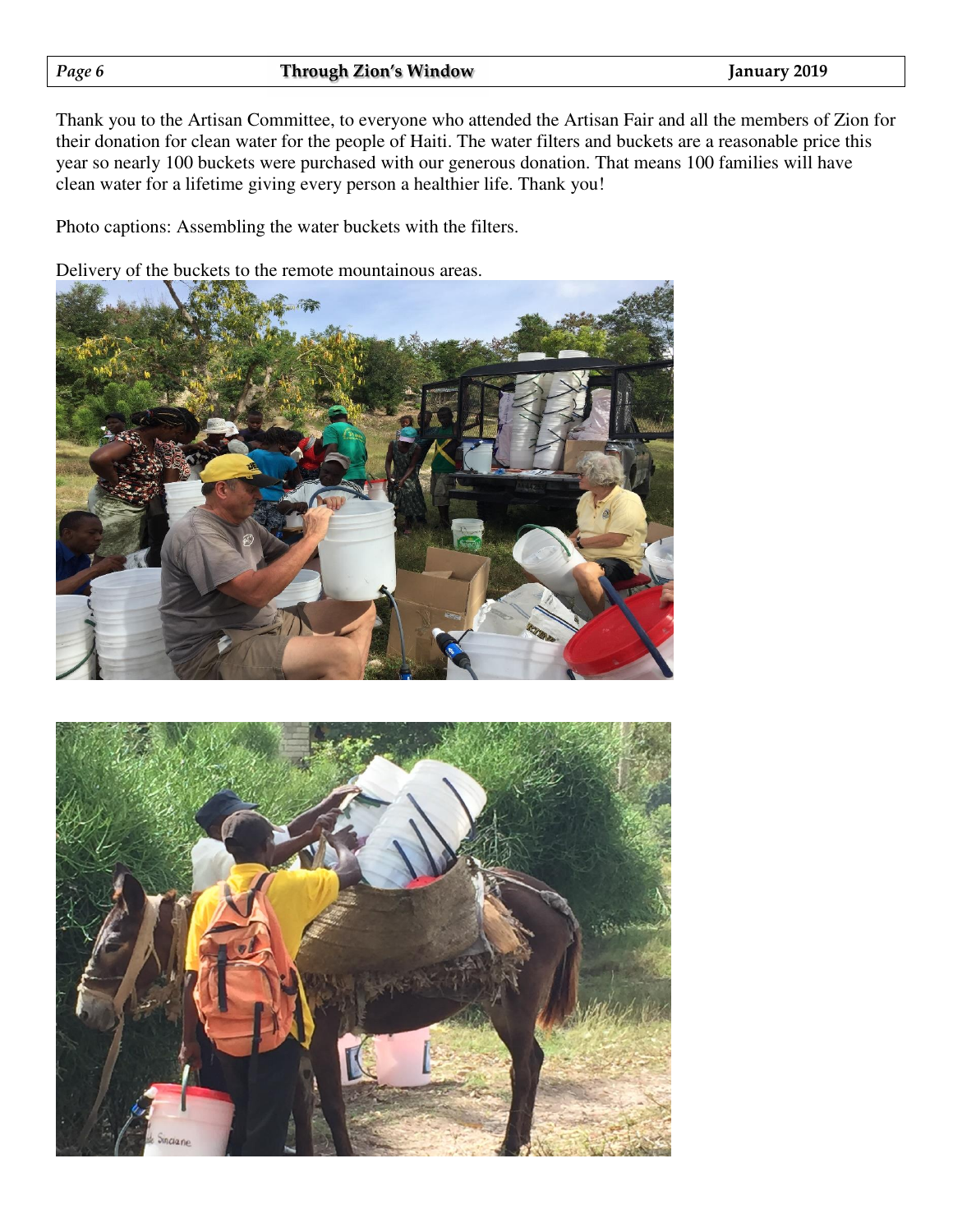Thank you to the Artisan Committee, to everyone who attended the Artisan Fair and all the members of Zion for their donation for clean water for the people of Haiti. The water filters and buckets are a reasonable price this year so nearly 100 buckets were purchased with our generous donation. That means 100 families will have clean water for a lifetime giving every person a healthier life. Thank you!

Photo captions: Assembling the water buckets with the filters.

Delivery of the buckets to the remote mountainous areas.